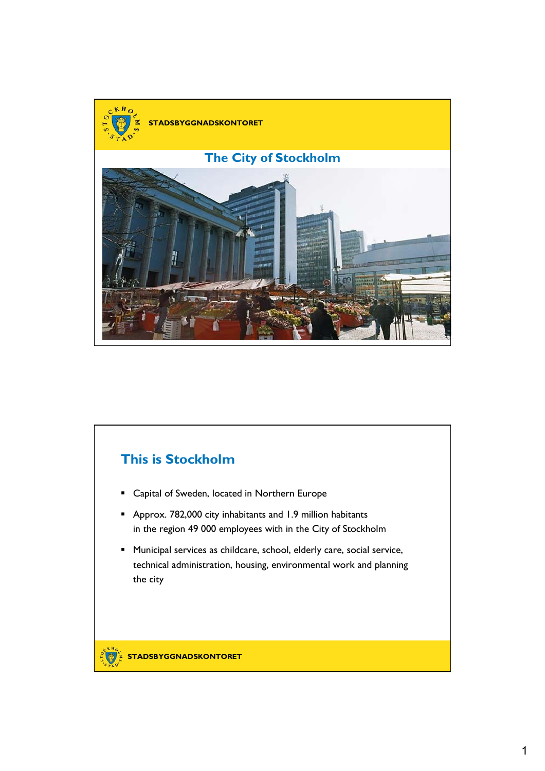STADSBYGGNADSKONTORET

## The City of Stockholm

## This is Stockholm

- Capital of Sweden, located in Northern Europe
- Approx. 782,000 city inhabitants and 1.9 million habitants in the region 49 000 employees with in the City of Stockholm
- Municipal services as childcare, school, elderly care, social service, technical administration, housing, environmental work and planning the city

STADSBYGGNADSKONTORET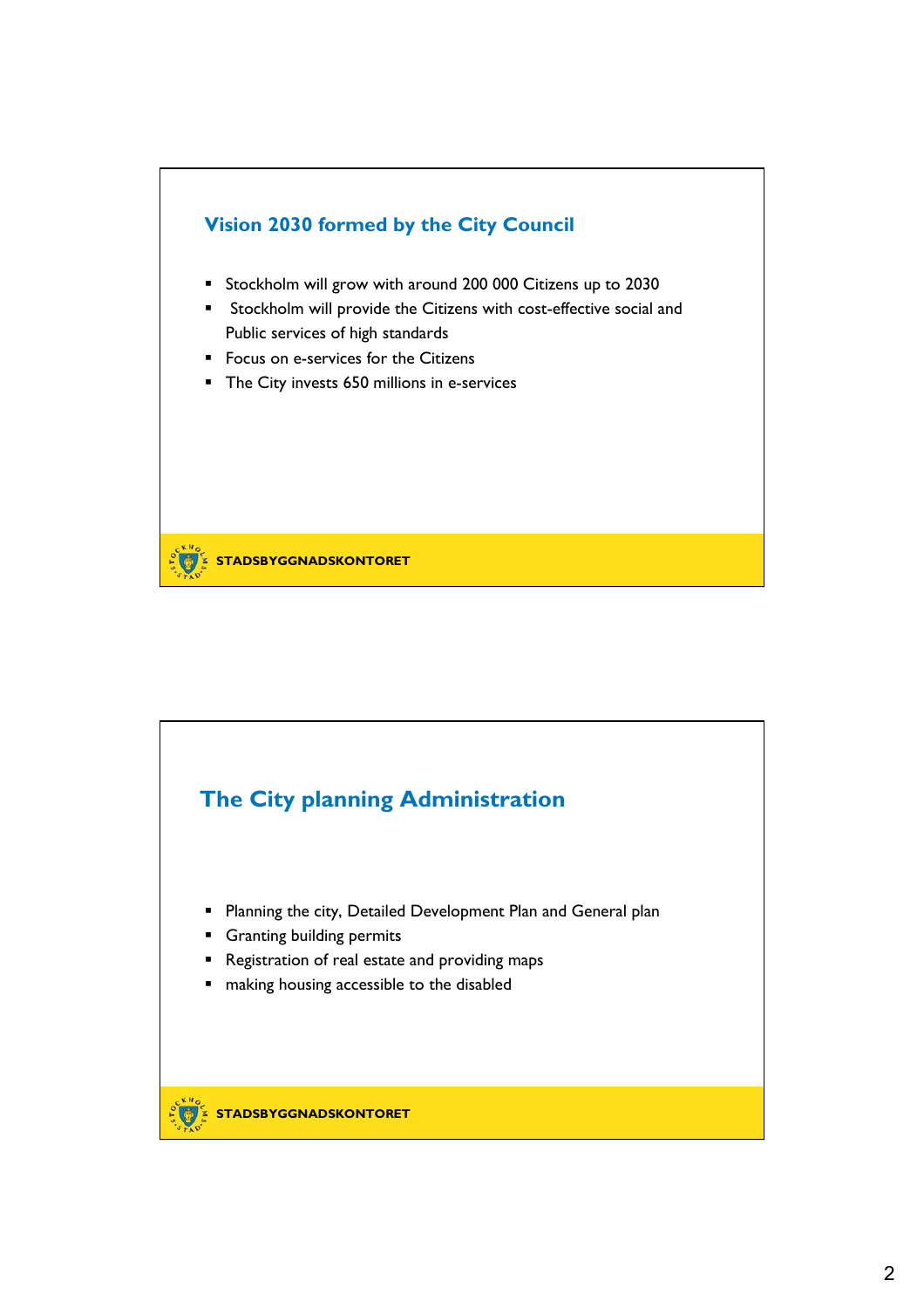## Vision 2030 formed by the City Council

- Stockholm will grow with around 200 000 Citizens up to 2030
- Stockholm will provide the Citizens with cost-effective social and Public services of high standards
- Focus on e-services for the Citizens
- The City invests 650 millions in e-services

**STADSBYGGNADSKONTORET**

## The City planning Administration

- Planning the city, Detailed Development Plan and General plan
- Granting building permits
- Registration of real estate and providing maps
- making housing accessible to the disabled

**STADSBYGGNADSKONTORET**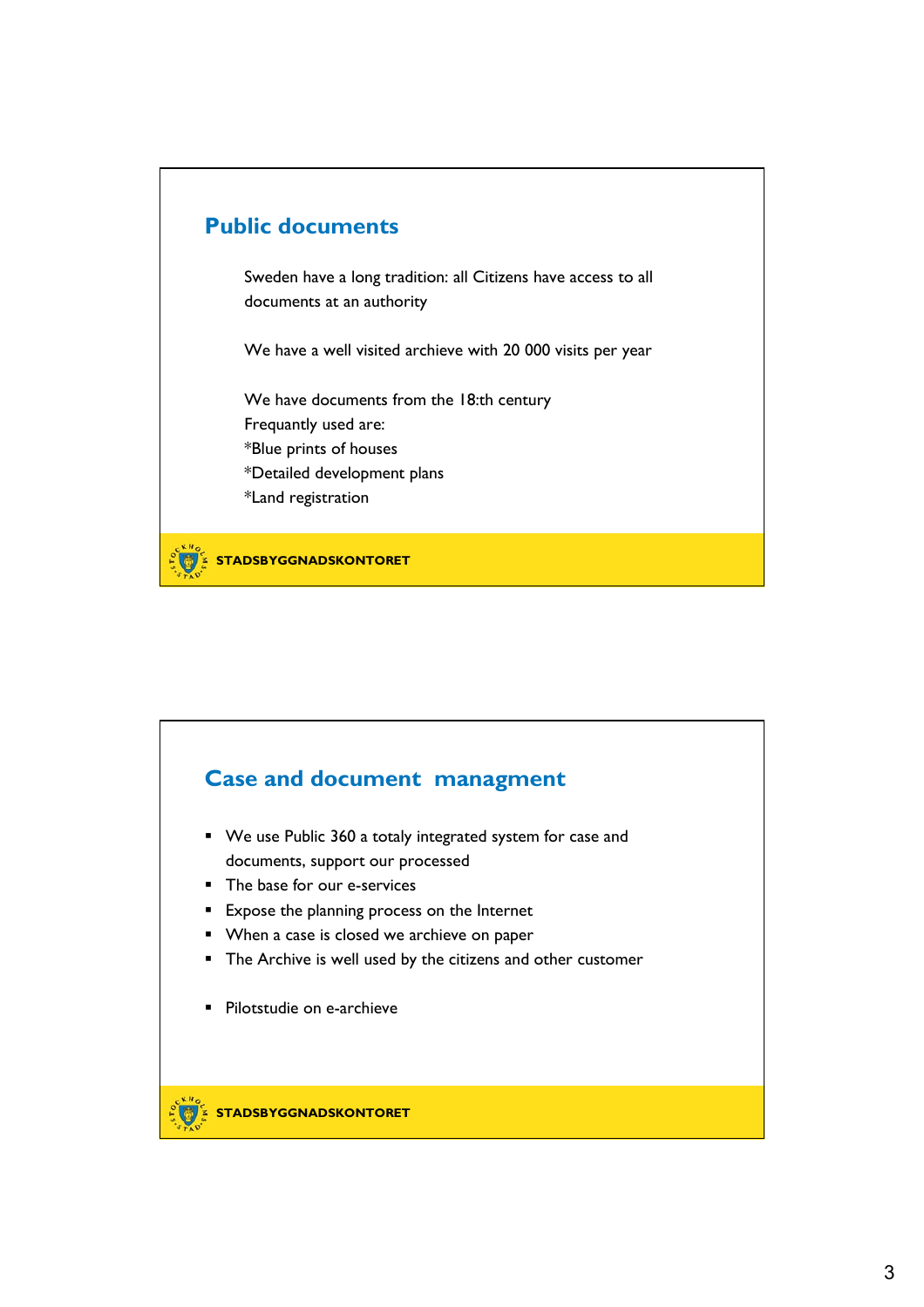## Public documents

Sweden have a long tradition: all Citizens have access to all documents at an authority

We have a well visited archieve with 20 000 visits per year

We have documents from the 18:th century
Frequantly used are:
*Blue prints of houses
*Detailed development plans
*Land registration

STADSBYGGNADSKONTORET

## Case and document  managment

- We use Public 360 a totaly integrated system for case and documents, support our processed
- The base for our e-services
- Expose the planning process on the Internet
- When a case is closed we archieve on paper
- The Archive is well used by the citizens and other customer

- Pilotstudie on e-archieve

STADSBYGGNADSKONTORET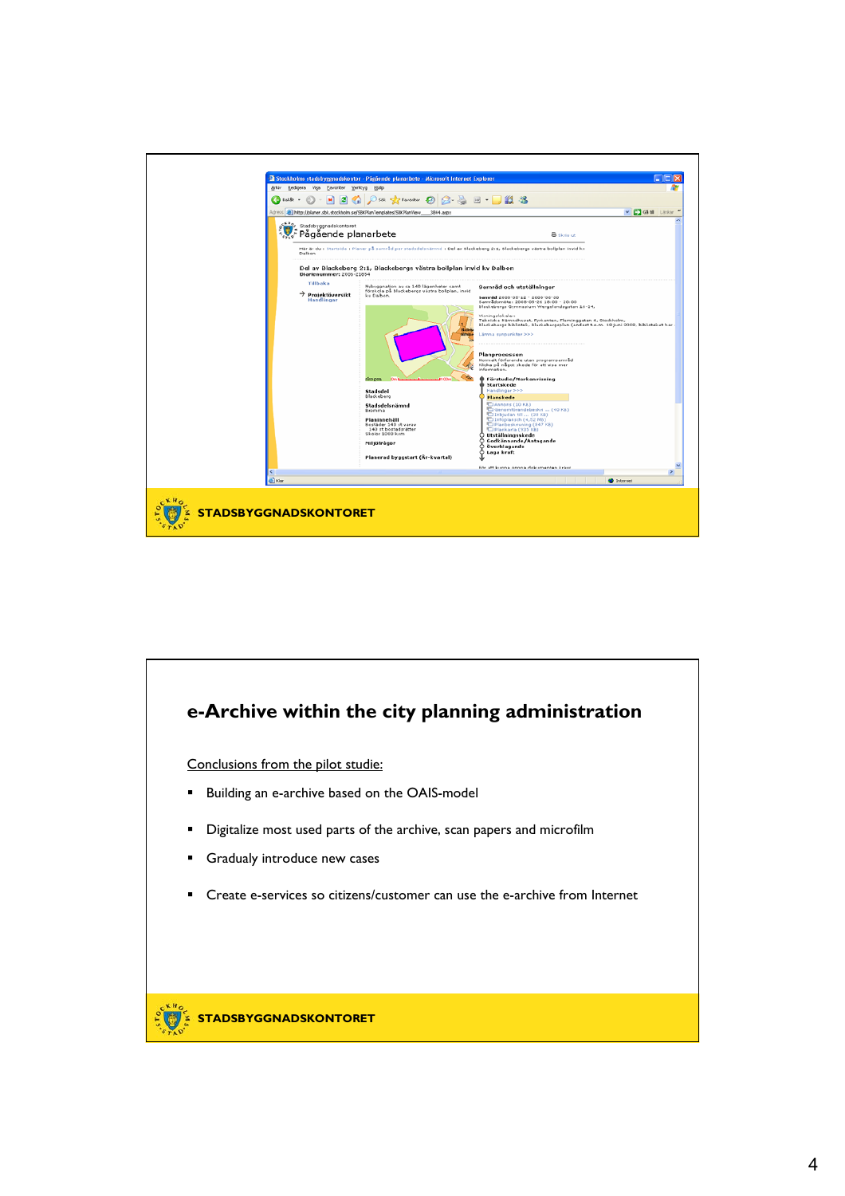STADSBYGGNADSKONTORET

# e-Archive within the city planning administration

Conclusions from the pilot studie:

- Building an e-archive based on the OAIS-model
- Digitalize most used parts of the archive, scan papers and microfilm
- Gradualy introduce new cases
- Create e-services so citizens/customer can use the e-archive from Internet

STADSBYGGNADSKONTORET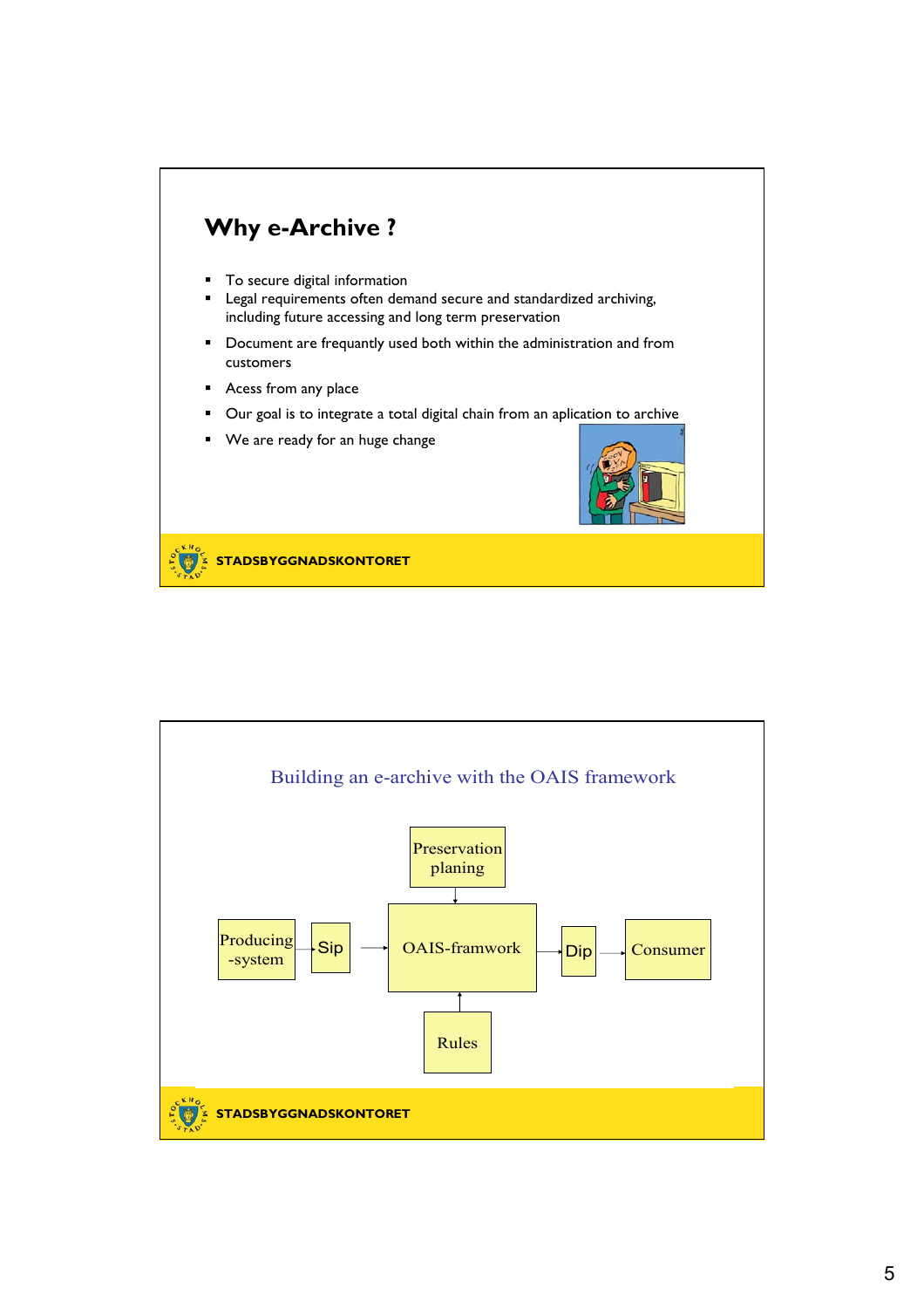## Why e-Archive ?

- To secure digital information
- Legal requirements often demand secure and standardized archiving, including future accessing and long term preservation
- Document are frequantly used both within the administration and from customers
- Acess from any place
- Our goal is to integrate a total digital chain from an aplication to archive
- We are ready for an huge change

STADSBYGGNADSKONTORET

## Building an e-archive with the OAIS framework

Preservation planing → OAIS-framwork

Producing -system → Sip → OAIS-framwork → Dip → Consumer

Rules → OAIS-framwork

STADSBYGGNADSKONTORET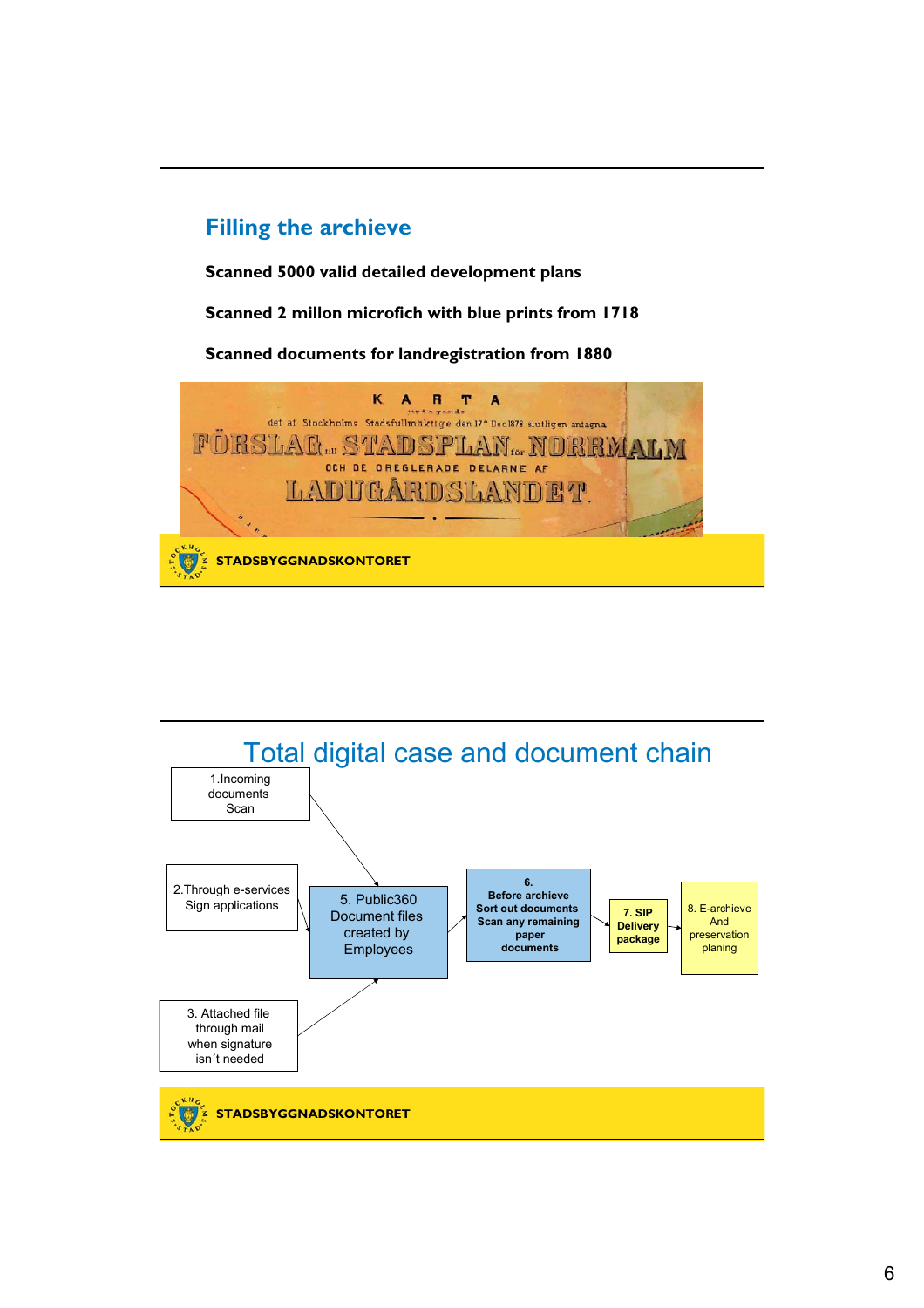## Filling the archieve

**Scanned 5000 valid detailed development plans**

**Scanned 2 millon microfich with blue prints from 1718**

**Scanned documents for landregistration from 1880**

KARTA

det af Stockholms Stadsfullmäktige den 17 Dec 1878 slutligen antagna

FÖRSLAG till STADSPLAN för NORRMALM

OCH DE OREGLERADE DELARNE AF

LADUGÅRDSLANDET

STADSBYGGNADSKONTORET

## Total digital case and document chain

1. Incoming documents Scan
2. Through e-services Sign applications
3. Attached file through mail when signature isn´t needed
5. Public360 Document files created by Employees
6. Before archieve Sort out documents Scan any remaining paper documents
7. SIP Delivery package
8. E-archieve And preservation planing

STADSBYGGNADSKONTORET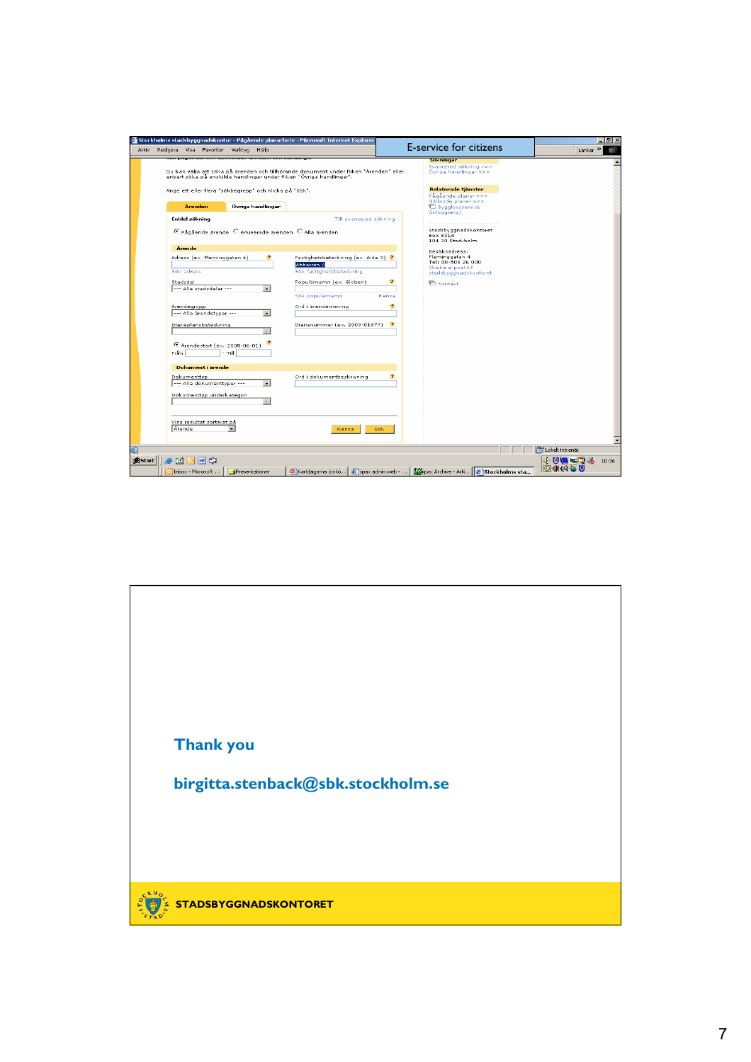E-service for citizens

Stockholms stadsbyggnadskontor - Pågående planarbete - Microsoft Internet Explorer

Du kan välja att söka på ärenden och tillhörande dokument under fliken "Ärenden" eller enbart söka på enskilda handlingar under fliken "Övriga handlingar".

Ange ett eller flera "sökbegrepp" och klicka på "Sök".

Ärenden | Övriga handlingar

Enkel sökning — Till avancerad sökning

Pågående ärende | Arkiverade ärenden | Alla ärenden

**Ärende**

Adress (ex. Fleminggatan 4) — Sök adress

Fastighetsbeteckning (ex. Alde 3) — Abborren 4 — Sök fastighetsbeteckning

Stadsdel — --- Alla stadsdelar ---

Populärnamn (ex. Globen) — Sök populärnamn — Rensa

Ärendegrupp — --- Alla ärendetyper ---

Ord i ärendemening

Diarieplansbeteckning

Diarienummer (ex. 2003-01877)

Ärendestart (ex. 2005-06-01) Från – Till

**Dokument i ärende**

Dokumenttyp — --- Alla dokumenttyper ---

Ord i dokumentbeskrivning

Dokumenttyp underkategori

Visa resultat sorterat på — Ärende

Rensa | Sök

**Sökningar**
Avancerad sökning >>>
Övriga handlingar >>>

**Relaterade tjänster**
Pågående planer >>>
Gällande planer >>>
Bygglovsservice (inloggning)

Stadsbyggnadskontoret
Box 8314
104 20 Stockholm

Besöksadress:
Fleminggatan 4
Tel: 08-508 26 000
Skicka e-post till stadsbyggnadskontoret

Kontakt

## Thank you

**birgitta.stenback@sbk.stockholm.se**

**STADSBYGGNADSKONTORET**